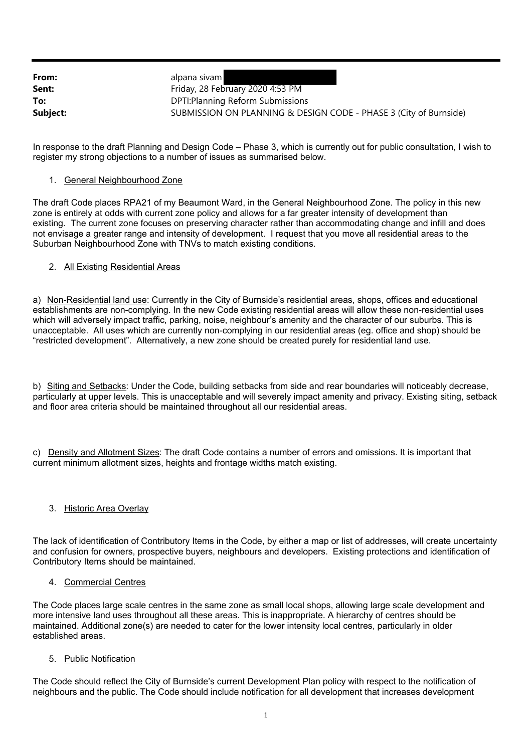| | |
|---|---|
| **From:** | alpana sivam |
| **Sent:** | Friday, 28 February 2020 4:53 PM |
| **To:** | DPTI:Planning Reform Submissions |
| **Subject:** | SUBMISSION ON PLANNING & DESIGN CODE - PHASE 3 (City of Burnside) |

In response to the draft Planning and Design Code – Phase 3, which is currently out for public consultation, I wish to register my strong objections to a number of issues as summarised below.

1. General Neighbourhood Zone

The draft Code places RPA21 of my Beaumont Ward, in the General Neighbourhood Zone. The policy in this new zone is entirely at odds with current zone policy and allows for a far greater intensity of development than existing. The current zone focuses on preserving character rather than accommodating change and infill and does not envisage a greater range and intensity of development. I request that you move all residential areas to the Suburban Neighbourhood Zone with TNVs to match existing conditions.

2. All Existing Residential Areas

a) Non-Residential land use: Currently in the City of Burnside's residential areas, shops, offices and educational establishments are non-complying. In the new Code existing residential areas will allow these non-residential uses which will adversely impact traffic, parking, noise, neighbour's amenity and the character of our suburbs. This is unacceptable. All uses which are currently non-complying in our residential areas (eg. office and shop) should be "restricted development". Alternatively, a new zone should be created purely for residential land use.

b) Siting and Setbacks: Under the Code, building setbacks from side and rear boundaries will noticeably decrease, particularly at upper levels. This is unacceptable and will severely impact amenity and privacy. Existing siting, setback and floor area criteria should be maintained throughout all our residential areas.

c) Density and Allotment Sizes: The draft Code contains a number of errors and omissions. It is important that current minimum allotment sizes, heights and frontage widths match existing.

3. Historic Area Overlay

The lack of identification of Contributory Items in the Code, by either a map or list of addresses, will create uncertainty and confusion for owners, prospective buyers, neighbours and developers. Existing protections and identification of Contributory Items should be maintained.

4. Commercial Centres

The Code places large scale centres in the same zone as small local shops, allowing large scale development and more intensive land uses throughout all these areas. This is inappropriate. A hierarchy of centres should be maintained. Additional zone(s) are needed to cater for the lower intensity local centres, particularly in older established areas.

5. Public Notification

The Code should reflect the City of Burnside's current Development Plan policy with respect to the notification of neighbours and the public. The Code should include notification for all development that increases development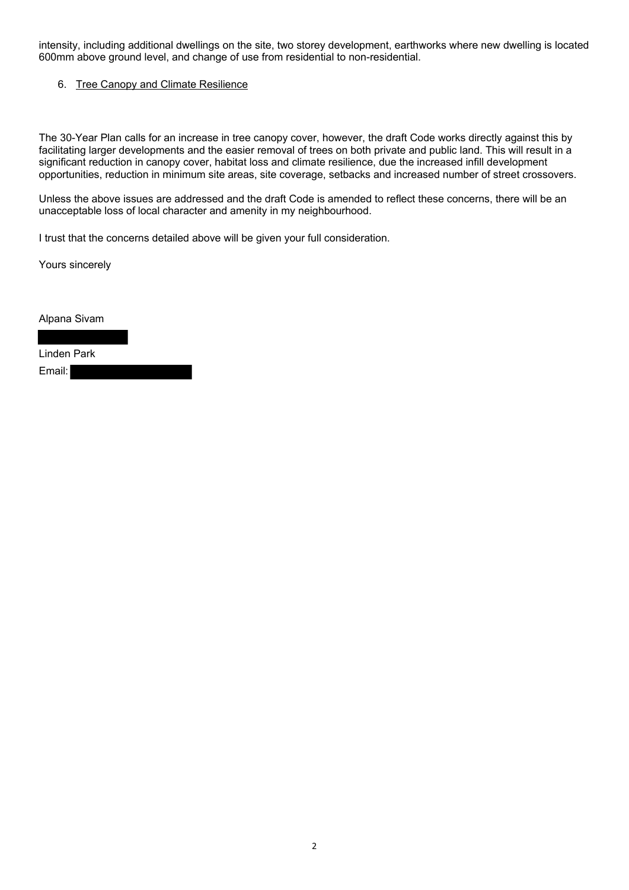intensity, including additional dwellings on the site, two storey development, earthworks where new dwelling is located 600mm above ground level, and change of use from residential to non-residential.

6. <u>Tree Canopy and Climate Resilience</u>

The 30-Year Plan calls for an increase in tree canopy cover, however, the draft Code works directly against this by facilitating larger developments and the easier removal of trees on both private and public land. This will result in a significant reduction in canopy cover, habitat loss and climate resilience, due the increased infill development opportunities, reduction in minimum site areas, site coverage, setbacks and increased number of street crossovers.

Unless the above issues are addressed and the draft Code is amended to reflect these concerns, there will be an unacceptable loss of local character and amenity in my neighbourhood.

I trust that the concerns detailed above will be given your full consideration.

Yours sincerely

Alpana Sivam

Linden Park

Email: